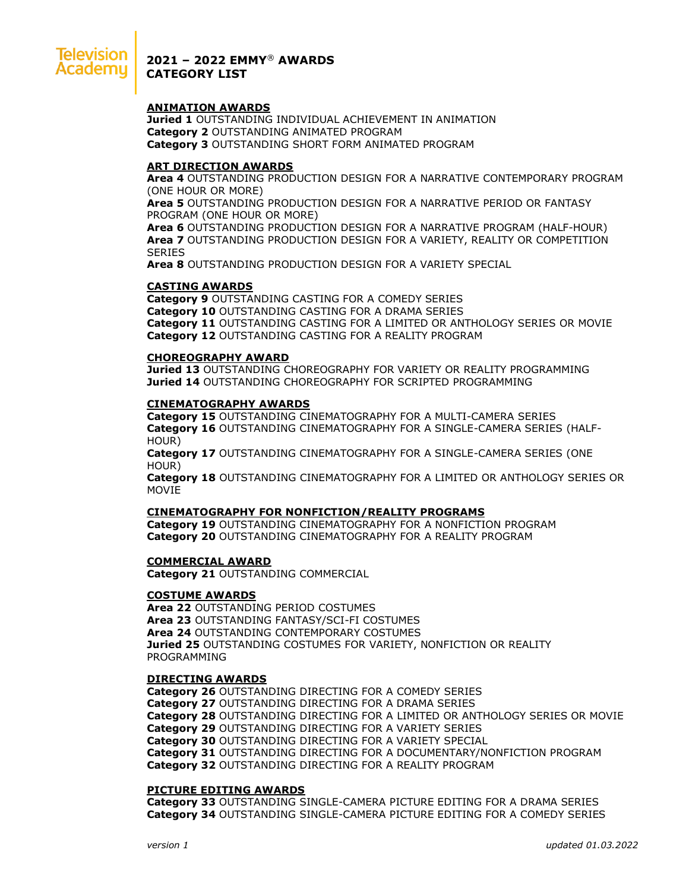# 2021 – 2022 EMMY® AWARDS CATEGORY LIST

## ANIMATION AWARDS

**Juried 1** OUTSTANDING INDIVIDUAL ACHIEVEMENT IN ANIMATION
**Category 2** OUTSTANDING ANIMATED PROGRAM
**Category 3** OUTSTANDING SHORT FORM ANIMATED PROGRAM

## ART DIRECTION AWARDS

**Area 4** OUTSTANDING PRODUCTION DESIGN FOR A NARRATIVE CONTEMPORARY PROGRAM (ONE HOUR OR MORE)
**Area 5** OUTSTANDING PRODUCTION DESIGN FOR A NARRATIVE PERIOD OR FANTASY PROGRAM (ONE HOUR OR MORE)
**Area 6** OUTSTANDING PRODUCTION DESIGN FOR A NARRATIVE PROGRAM (HALF-HOUR)
**Area 7** OUTSTANDING PRODUCTION DESIGN FOR A VARIETY, REALITY OR COMPETITION SERIES
**Area 8** OUTSTANDING PRODUCTION DESIGN FOR A VARIETY SPECIAL

## CASTING AWARDS

**Category 9** OUTSTANDING CASTING FOR A COMEDY SERIES
**Category 10** OUTSTANDING CASTING FOR A DRAMA SERIES
**Category 11** OUTSTANDING CASTING FOR A LIMITED OR ANTHOLOGY SERIES OR MOVIE
**Category 12** OUTSTANDING CASTING FOR A REALITY PROGRAM

## CHOREOGRAPHY AWARD

**Juried 13** OUTSTANDING CHOREOGRAPHY FOR VARIETY OR REALITY PROGRAMMING
**Juried 14** OUTSTANDING CHOREOGRAPHY FOR SCRIPTED PROGRAMMING

## CINEMATOGRAPHY AWARDS

**Category 15** OUTSTANDING CINEMATOGRAPHY FOR A MULTI-CAMERA SERIES
**Category 16** OUTSTANDING CINEMATOGRAPHY FOR A SINGLE-CAMERA SERIES (HALF-HOUR)
**Category 17** OUTSTANDING CINEMATOGRAPHY FOR A SINGLE-CAMERA SERIES (ONE HOUR)
**Category 18** OUTSTANDING CINEMATOGRAPHY FOR A LIMITED OR ANTHOLOGY SERIES OR MOVIE

## CINEMATOGRAPHY FOR NONFICTION/REALITY PROGRAMS

**Category 19** OUTSTANDING CINEMATOGRAPHY FOR A NONFICTION PROGRAM
**Category 20** OUTSTANDING CINEMATOGRAPHY FOR A REALITY PROGRAM

## COMMERCIAL AWARD

**Category 21** OUTSTANDING COMMERCIAL

## COSTUME AWARDS

**Area 22** OUTSTANDING PERIOD COSTUMES
**Area 23** OUTSTANDING FANTASY/SCI-FI COSTUMES
**Area 24** OUTSTANDING CONTEMPORARY COSTUMES
**Juried 25** OUTSTANDING COSTUMES FOR VARIETY, NONFICTION OR REALITY PROGRAMMING

## DIRECTING AWARDS

**Category 26** OUTSTANDING DIRECTING FOR A COMEDY SERIES
**Category 27** OUTSTANDING DIRECTING FOR A DRAMA SERIES
**Category 28** OUTSTANDING DIRECTING FOR A LIMITED OR ANTHOLOGY SERIES OR MOVIE
**Category 29** OUTSTANDING DIRECTING FOR A VARIETY SERIES
**Category 30** OUTSTANDING DIRECTING FOR A VARIETY SPECIAL
**Category 31** OUTSTANDING DIRECTING FOR A DOCUMENTARY/NONFICTION PROGRAM
**Category 32** OUTSTANDING DIRECTING FOR A REALITY PROGRAM

## PICTURE EDITING AWARDS

**Category 33** OUTSTANDING SINGLE-CAMERA PICTURE EDITING FOR A DRAMA SERIES
**Category 34** OUTSTANDING SINGLE-CAMERA PICTURE EDITING FOR A COMEDY SERIES

*version 1* *updated 01.03.2022*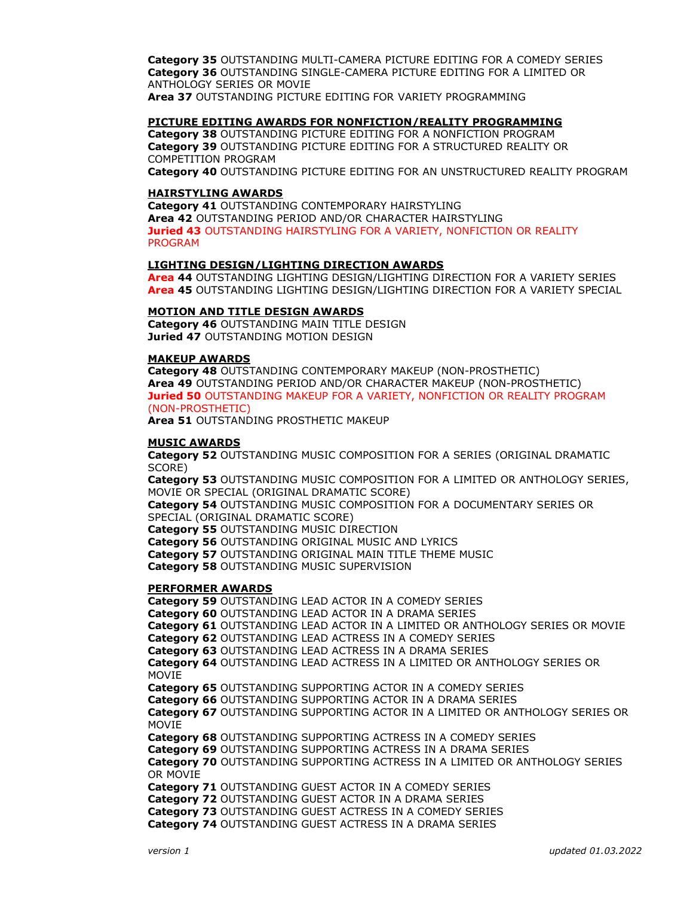**Category 35** OUTSTANDING MULTI-CAMERA PICTURE EDITING FOR A COMEDY SERIES
**Category 36** OUTSTANDING SINGLE-CAMERA PICTURE EDITING FOR A LIMITED OR ANTHOLOGY SERIES OR MOVIE
**Area 37** OUTSTANDING PICTURE EDITING FOR VARIETY PROGRAMMING

**PICTURE EDITING AWARDS FOR NONFICTION/REALITY PROGRAMMING**
**Category 38** OUTSTANDING PICTURE EDITING FOR A NONFICTION PROGRAM
**Category 39** OUTSTANDING PICTURE EDITING FOR A STRUCTURED REALITY OR COMPETITION PROGRAM
**Category 40** OUTSTANDING PICTURE EDITING FOR AN UNSTRUCTURED REALITY PROGRAM

**HAIRSTYLING AWARDS**
**Category 41** OUTSTANDING CONTEMPORARY HAIRSTYLING
**Area 42** OUTSTANDING PERIOD AND/OR CHARACTER HAIRSTYLING
**Juried 43** OUTSTANDING HAIRSTYLING FOR A VARIETY, NONFICTION OR REALITY PROGRAM

**LIGHTING DESIGN/LIGHTING DIRECTION AWARDS**
**Area 44** OUTSTANDING LIGHTING DESIGN/LIGHTING DIRECTION FOR A VARIETY SERIES
**Area 45** OUTSTANDING LIGHTING DESIGN/LIGHTING DIRECTION FOR A VARIETY SPECIAL

**MOTION AND TITLE DESIGN AWARDS**
**Category 46** OUTSTANDING MAIN TITLE DESIGN
**Juried 47** OUTSTANDING MOTION DESIGN

**MAKEUP AWARDS**
**Category 48** OUTSTANDING CONTEMPORARY MAKEUP (NON-PROSTHETIC)
**Area 49** OUTSTANDING PERIOD AND/OR CHARACTER MAKEUP (NON-PROSTHETIC)
**Juried 50** OUTSTANDING MAKEUP FOR A VARIETY, NONFICTION OR REALITY PROGRAM (NON-PROSTHETIC)
**Area 51** OUTSTANDING PROSTHETIC MAKEUP

**MUSIC AWARDS**
**Category 52** OUTSTANDING MUSIC COMPOSITION FOR A SERIES (ORIGINAL DRAMATIC SCORE)
**Category 53** OUTSTANDING MUSIC COMPOSITION FOR A LIMITED OR ANTHOLOGY SERIES, MOVIE OR SPECIAL (ORIGINAL DRAMATIC SCORE)
**Category 54** OUTSTANDING MUSIC COMPOSITION FOR A DOCUMENTARY SERIES OR SPECIAL (ORIGINAL DRAMATIC SCORE)
**Category 55** OUTSTANDING MUSIC DIRECTION
**Category 56** OUTSTANDING ORIGINAL MUSIC AND LYRICS
**Category 57** OUTSTANDING ORIGINAL MAIN TITLE THEME MUSIC
**Category 58** OUTSTANDING MUSIC SUPERVISION

**PERFORMER AWARDS**
**Category 59** OUTSTANDING LEAD ACTOR IN A COMEDY SERIES
**Category 60** OUTSTANDING LEAD ACTOR IN A DRAMA SERIES
**Category 61** OUTSTANDING LEAD ACTOR IN A LIMITED OR ANTHOLOGY SERIES OR MOVIE
**Category 62** OUTSTANDING LEAD ACTRESS IN A COMEDY SERIES
**Category 63** OUTSTANDING LEAD ACTRESS IN A DRAMA SERIES
**Category 64** OUTSTANDING LEAD ACTRESS IN A LIMITED OR ANTHOLOGY SERIES OR MOVIE
**Category 65** OUTSTANDING SUPPORTING ACTOR IN A COMEDY SERIES
**Category 66** OUTSTANDING SUPPORTING ACTOR IN A DRAMA SERIES
**Category 67** OUTSTANDING SUPPORTING ACTOR IN A LIMITED OR ANTHOLOGY SERIES OR MOVIE
**Category 68** OUTSTANDING SUPPORTING ACTRESS IN A COMEDY SERIES
**Category 69** OUTSTANDING SUPPORTING ACTRESS IN A DRAMA SERIES
**Category 70** OUTSTANDING SUPPORTING ACTRESS IN A LIMITED OR ANTHOLOGY SERIES OR MOVIE
**Category 71** OUTSTANDING GUEST ACTOR IN A COMEDY SERIES
**Category 72** OUTSTANDING GUEST ACTOR IN A DRAMA SERIES
**Category 73** OUTSTANDING GUEST ACTRESS IN A COMEDY SERIES
**Category 74** OUTSTANDING GUEST ACTRESS IN A DRAMA SERIES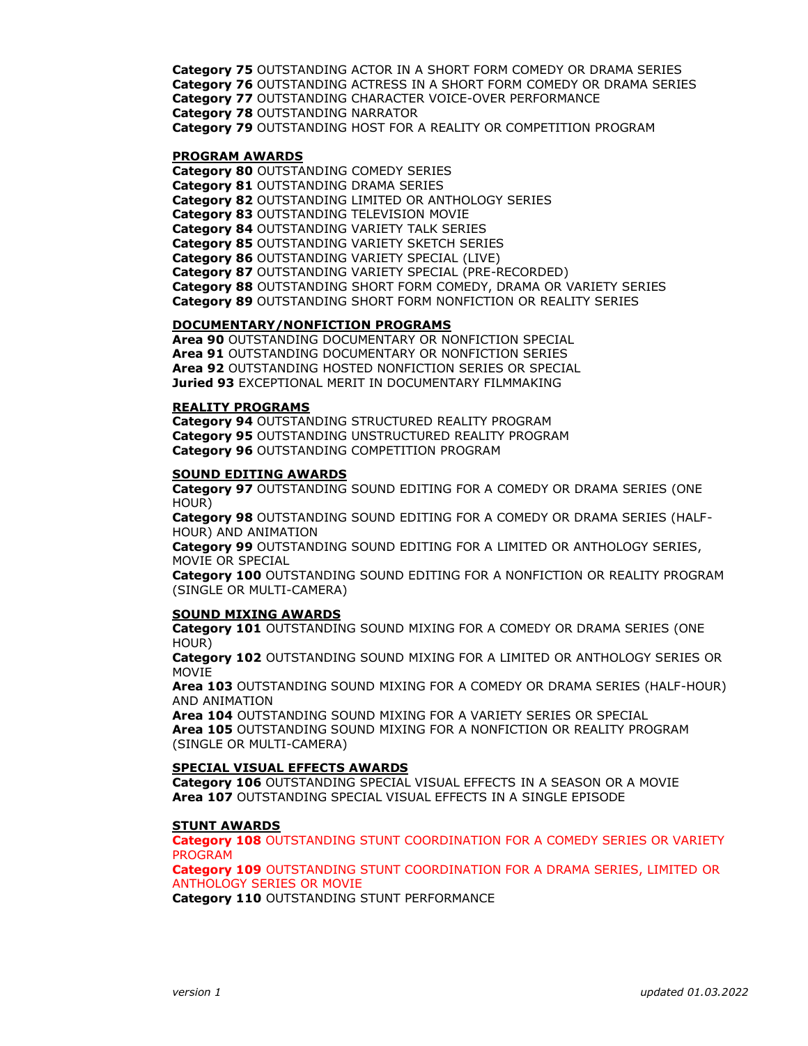**Category 75** OUTSTANDING ACTOR IN A SHORT FORM COMEDY OR DRAMA SERIES
**Category 76** OUTSTANDING ACTRESS IN A SHORT FORM COMEDY OR DRAMA SERIES
**Category 77** OUTSTANDING CHARACTER VOICE-OVER PERFORMANCE
**Category 78** OUTSTANDING NARRATOR
**Category 79** OUTSTANDING HOST FOR A REALITY OR COMPETITION PROGRAM

**PROGRAM AWARDS**

**Category 80** OUTSTANDING COMEDY SERIES
**Category 81** OUTSTANDING DRAMA SERIES
**Category 82** OUTSTANDING LIMITED OR ANTHOLOGY SERIES
**Category 83** OUTSTANDING TELEVISION MOVIE
**Category 84** OUTSTANDING VARIETY TALK SERIES
**Category 85** OUTSTANDING VARIETY SKETCH SERIES
**Category 86** OUTSTANDING VARIETY SPECIAL (LIVE)
**Category 87** OUTSTANDING VARIETY SPECIAL (PRE-RECORDED)
**Category 88** OUTSTANDING SHORT FORM COMEDY, DRAMA OR VARIETY SERIES
**Category 89** OUTSTANDING SHORT FORM NONFICTION OR REALITY SERIES

**DOCUMENTARY/NONFICTION PROGRAMS**

**Area 90** OUTSTANDING DOCUMENTARY OR NONFICTION SPECIAL
**Area 91** OUTSTANDING DOCUMENTARY OR NONFICTION SERIES
**Area 92** OUTSTANDING HOSTED NONFICTION SERIES OR SPECIAL
**Juried 93** EXCEPTIONAL MERIT IN DOCUMENTARY FILMMAKING

**REALITY PROGRAMS**

**Category 94** OUTSTANDING STRUCTURED REALITY PROGRAM
**Category 95** OUTSTANDING UNSTRUCTURED REALITY PROGRAM
**Category 96** OUTSTANDING COMPETITION PROGRAM

**SOUND EDITING AWARDS**

**Category 97** OUTSTANDING SOUND EDITING FOR A COMEDY OR DRAMA SERIES (ONE HOUR)
**Category 98** OUTSTANDING SOUND EDITING FOR A COMEDY OR DRAMA SERIES (HALF-HOUR) AND ANIMATION
**Category 99** OUTSTANDING SOUND EDITING FOR A LIMITED OR ANTHOLOGY SERIES, MOVIE OR SPECIAL
**Category 100** OUTSTANDING SOUND EDITING FOR A NONFICTION OR REALITY PROGRAM (SINGLE OR MULTI-CAMERA)

**SOUND MIXING AWARDS**

**Category 101** OUTSTANDING SOUND MIXING FOR A COMEDY OR DRAMA SERIES (ONE HOUR)
**Category 102** OUTSTANDING SOUND MIXING FOR A LIMITED OR ANTHOLOGY SERIES OR MOVIE
**Area 103** OUTSTANDING SOUND MIXING FOR A COMEDY OR DRAMA SERIES (HALF-HOUR) AND ANIMATION
**Area 104** OUTSTANDING SOUND MIXING FOR A VARIETY SERIES OR SPECIAL
**Area 105** OUTSTANDING SOUND MIXING FOR A NONFICTION OR REALITY PROGRAM (SINGLE OR MULTI-CAMERA)

**SPECIAL VISUAL EFFECTS AWARDS**

**Category 106** OUTSTANDING SPECIAL VISUAL EFFECTS IN A SEASON OR A MOVIE
**Area 107** OUTSTANDING SPECIAL VISUAL EFFECTS IN A SINGLE EPISODE

**STUNT AWARDS**

**Category 108** OUTSTANDING STUNT COORDINATION FOR A COMEDY SERIES OR VARIETY PROGRAM
**Category 109** OUTSTANDING STUNT COORDINATION FOR A DRAMA SERIES, LIMITED OR ANTHOLOGY SERIES OR MOVIE
**Category 110** OUTSTANDING STUNT PERFORMANCE

*version 1* *updated 01.03.2022*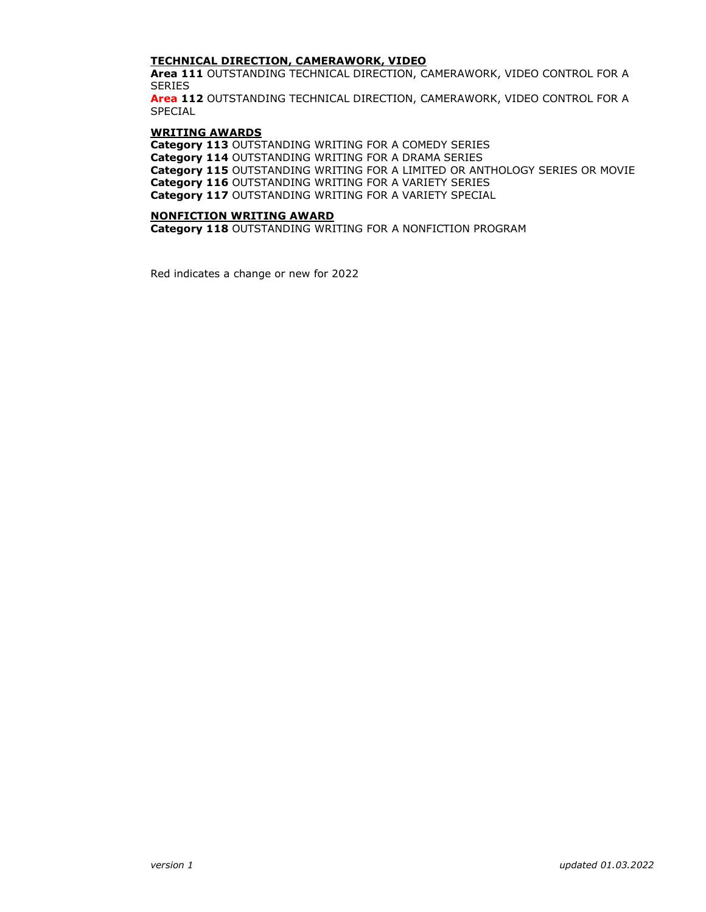**TECHNICAL DIRECTION, CAMERAWORK, VIDEO**

**Area 111** OUTSTANDING TECHNICAL DIRECTION, CAMERAWORK, VIDEO CONTROL FOR A SERIES

**Area 112** OUTSTANDING TECHNICAL DIRECTION, CAMERAWORK, VIDEO CONTROL FOR A SPECIAL

**WRITING AWARDS**

**Category 113** OUTSTANDING WRITING FOR A COMEDY SERIES
**Category 114** OUTSTANDING WRITING FOR A DRAMA SERIES
**Category 115** OUTSTANDING WRITING FOR A LIMITED OR ANTHOLOGY SERIES OR MOVIE
**Category 116** OUTSTANDING WRITING FOR A VARIETY SERIES
**Category 117** OUTSTANDING WRITING FOR A VARIETY SPECIAL

**NONFICTION WRITING AWARD**

**Category 118** OUTSTANDING WRITING FOR A NONFICTION PROGRAM

Red indicates a change or new for 2022

*version 1* *updated 01.03.2022*